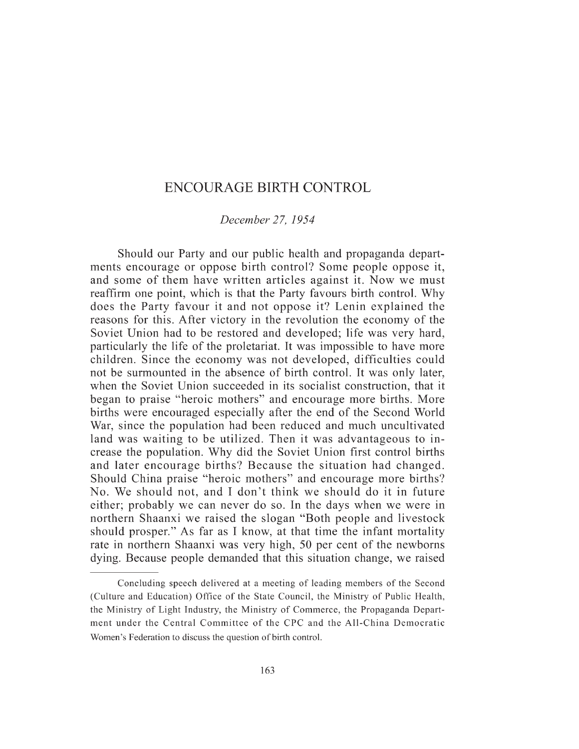# ENCOURAGE BIRTH CONTROL

*December 27, 1954*

Should our Party and our public health and propaganda departments encourage or oppose birth control? Some people oppose it, and some of them have written articles against it. Now we must reaffirm one point, which is that the Party favours birth control. Why does the Party favour it and not oppose it? Lenin explained the reasons for this. After victory in the revolution the economy of the Soviet Union had to be restored and developed; life was very hard, particularly the life of the proletariat. It was impossible to have more children. Since the economy was not developed, difficulties could not be surmounted in the absence of birth control. It was only later, when the Soviet Union succeeded in its socialist construction, that it began to praise "heroic mothers" and encourage more births. More births were encouraged especially after the end of the Second World War, since the population had been reduced and much uncultivated land was waiting to be utilized. Then it was advantageous to increase the population. Why did the Soviet Union first control births and later encourage births? Because the situation had changed. Should China praise "heroic mothers" and encourage more births? No. We should not, and I don't think we should do it in future either; probably we can never do so. In the days when we were in northern Shaanxi we raised the slogan "Both people and livestock should prosper." As far as I know, at that time the infant mortality rate in northern Shaanxi was very high, 50 per cent of the newborns dying. Because people demanded that this situation change, we raised

---

Concluding speech delivered at a meeting of leading members of the Second (Culture and Education) Office of the State Council, the Ministry of Public Health, the Ministry of Light Industry, the Ministry of Commerce, the Propaganda Department under the Central Committee of the CPC and the All-China Democratic Women's Federation to discuss the question of birth control.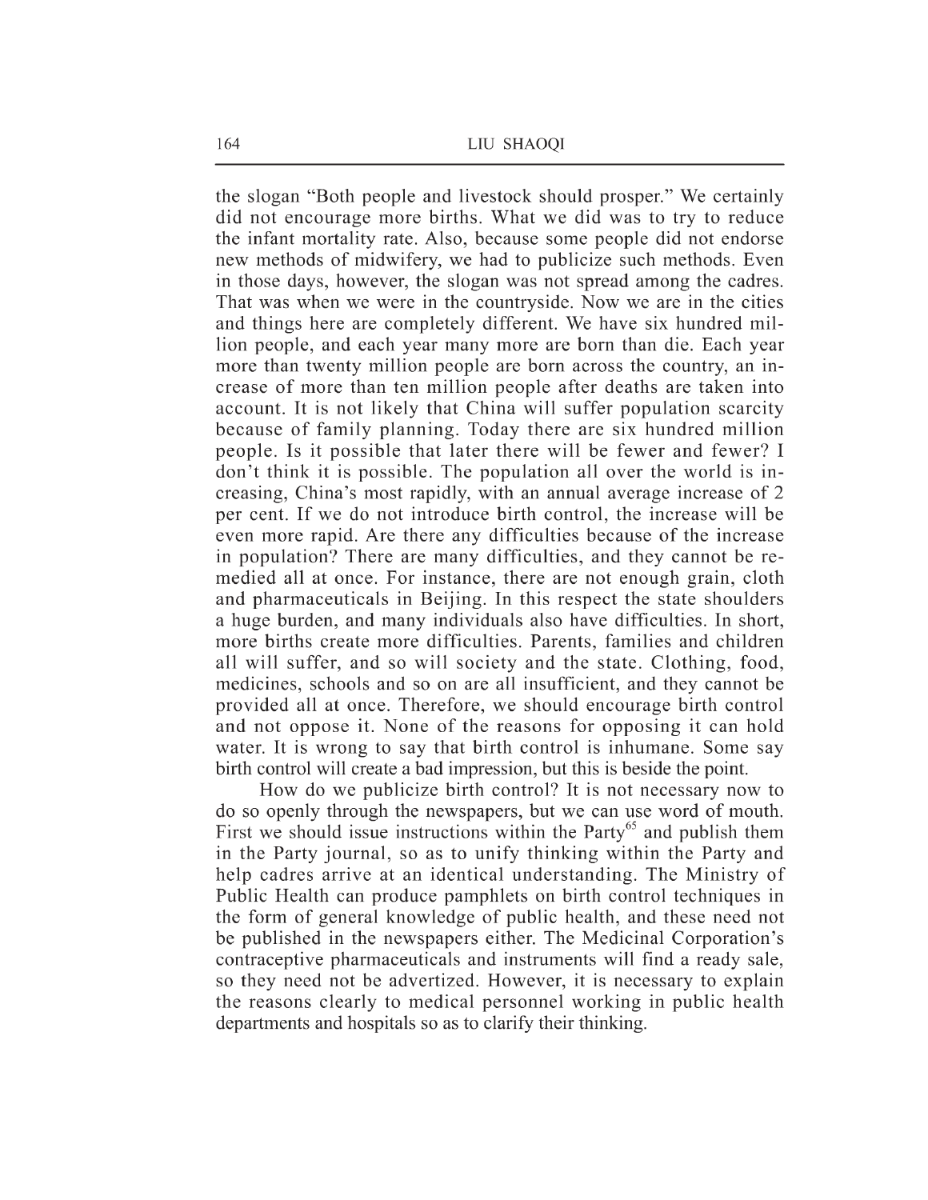the slogan "Both people and livestock should prosper." We certainly did not encourage more births. What we did was to try to reduce the infant mortality rate. Also, because some people did not endorse new methods of midwifery, we had to publicize such methods. Even in those days, however, the slogan was not spread among the cadres. That was when we were in the countryside. Now we are in the cities and things here are completely different. We have six hundred million people, and each year many more are born than die. Each year more than twenty million people are born across the country, an increase of more than ten million people after deaths are taken into account. It is not likely that China will suffer population scarcity because of family planning. Today there are six hundred million people. Is it possible that later there will be fewer and fewer? I don't think it is possible. The population all over the world is increasing, China's most rapidly, with an annual average increase of 2 per cent. If we do not introduce birth control, the increase will be even more rapid. Are there any difficulties because of the increase in population? There are many difficulties, and they cannot be remedied all at once. For instance, there are not enough grain, cloth and pharmaceuticals in Beijing. In this respect the state shoulders a huge burden, and many individuals also have difficulties. In short, more births create more difficulties. Parents, families and children all will suffer, and so will society and the state. Clothing, food, medicines, schools and so on are all insufficient, and they cannot be provided all at once. Therefore, we should encourage birth control and not oppose it. None of the reasons for opposing it can hold water. It is wrong to say that birth control is inhumane. Some say birth control will create a bad impression, but this is beside the point.

How do we publicize birth control? It is not necessary now to do so openly through the newspapers, but we can use word of mouth. First we should issue instructions within the Party[65] and publish them in the Party journal, so as to unify thinking within the Party and help cadres arrive at an identical understanding. The Ministry of Public Health can produce pamphlets on birth control techniques in the form of general knowledge of public health, and these need not be published in the newspapers either. The Medicinal Corporation's contraceptive pharmaceuticals and instruments will find a ready sale, so they need not be advertized. However, it is necessary to explain the reasons clearly to medical personnel working in public health departments and hospitals so as to clarify their thinking.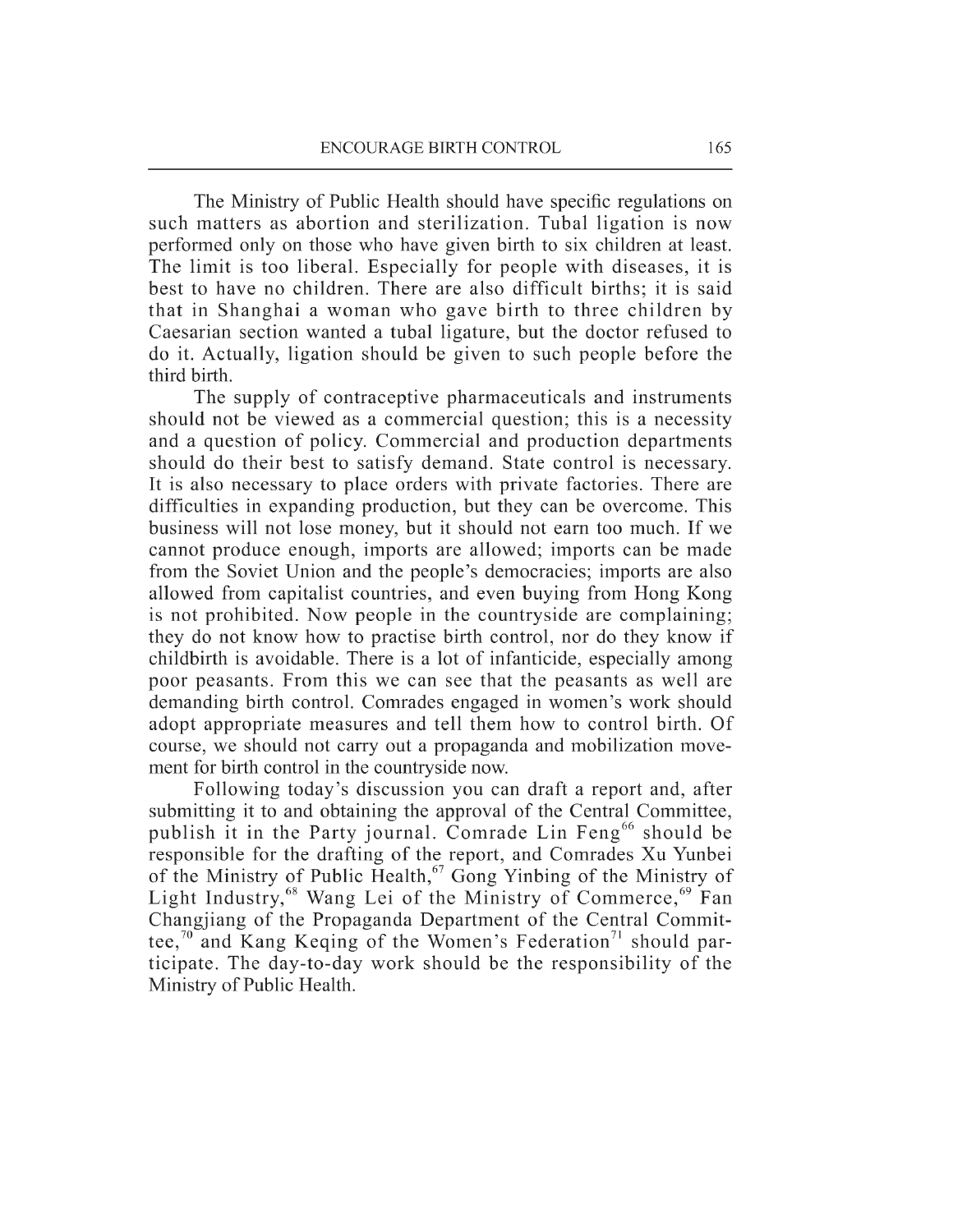The Ministry of Public Health should have specific regulations on such matters as abortion and sterilization. Tubal ligation is now performed only on those who have given birth to six children at least. The limit is too liberal. Especially for people with diseases, it is best to have no children. There are also difficult births; it is said that in Shanghai a woman who gave birth to three children by Caesarian section wanted a tubal ligature, but the doctor refused to do it. Actually, ligation should be given to such people before the third birth.

The supply of contraceptive pharmaceuticals and instruments should not be viewed as a commercial question; this is a necessity and a question of policy. Commercial and production departments should do their best to satisfy demand. State control is necessary. It is also necessary to place orders with private factories. There are difficulties in expanding production, but they can be overcome. This business will not lose money, but it should not earn too much. If we cannot produce enough, imports are allowed; imports can be made from the Soviet Union and the people's democracies; imports are also allowed from capitalist countries, and even buying from Hong Kong is not prohibited. Now people in the countryside are complaining; they do not know how to practise birth control, nor do they know if childbirth is avoidable. There is a lot of infanticide, especially among poor peasants. From this we can see that the peasants as well are demanding birth control. Comrades engaged in women's work should adopt appropriate measures and tell them how to control birth. Of course, we should not carry out a propaganda and mobilization movement for birth control in the countryside now.

Following today's discussion you can draft a report and, after submitting it to and obtaining the approval of the Central Committee, publish it in the Party journal. Comrade Lin Feng[66] should be responsible for the drafting of the report, and Comrades Xu Yunbei of the Ministry of Public Health,[67] Gong Yinbing of the Ministry of Light Industry,[68] Wang Lei of the Ministry of Commerce,[69] Fan Changjiang of the Propaganda Department of the Central Committee,[70] and Kang Keqing of the Women's Federation[71] should participate. The day-to-day work should be the responsibility of the Ministry of Public Health.